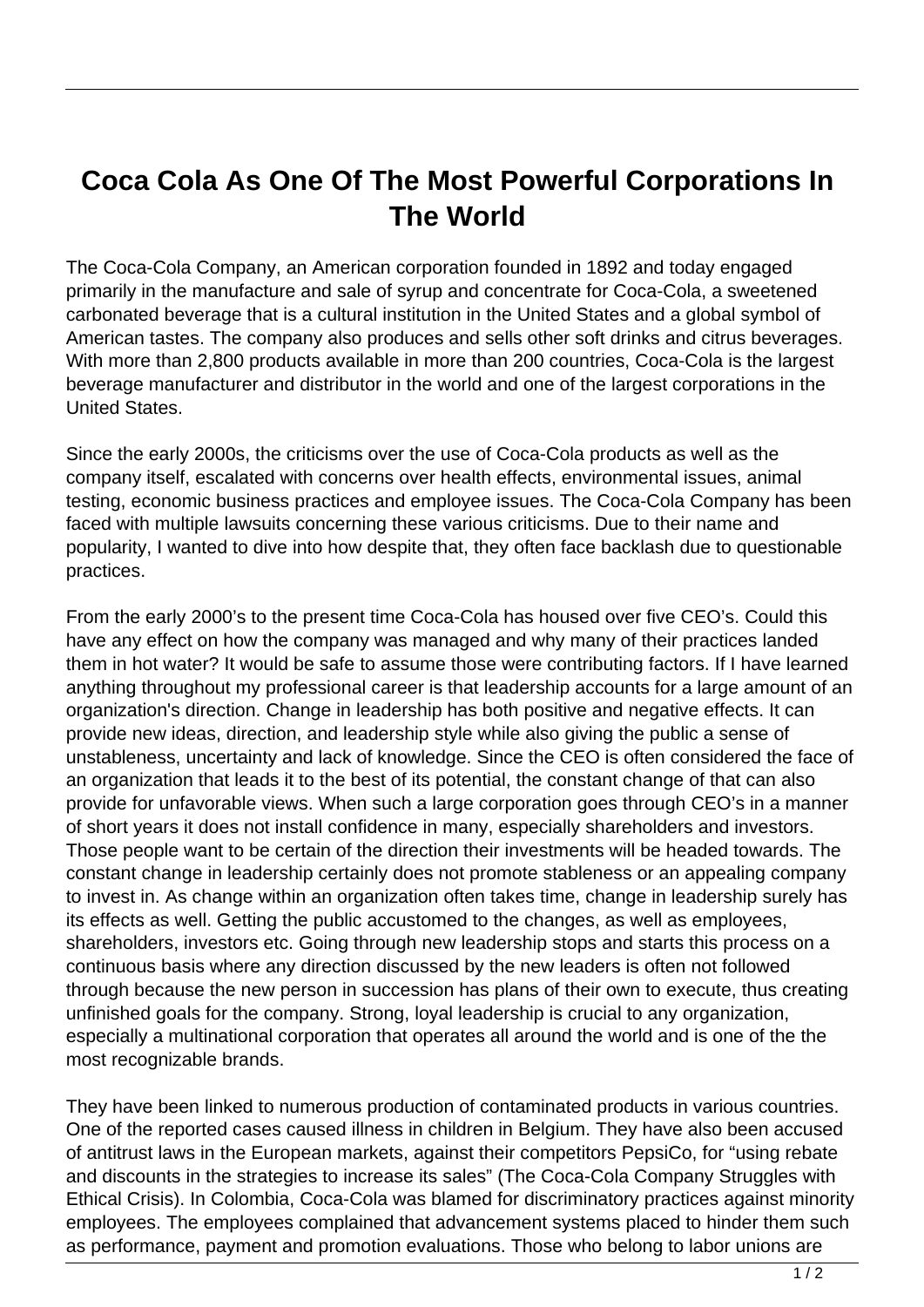# Coca Cola As One Of The Most Powerful Corporations In The World

The Coca-Cola Company, an American corporation founded in 1892 and today engaged primarily in the manufacture and sale of syrup and concentrate for Coca-Cola, a sweetened carbonated beverage that is a cultural institution in the United States and a global symbol of American tastes. The company also produces and sells other soft drinks and citrus beverages. With more than 2,800 products available in more than 200 countries, Coca-Cola is the largest beverage manufacturer and distributor in the world and one of the largest corporations in the United States.

Since the early 2000s, the criticisms over the use of Coca-Cola products as well as the company itself, escalated with concerns over health effects, environmental issues, animal testing, economic business practices and employee issues. The Coca-Cola Company has been faced with multiple lawsuits concerning these various criticisms. Due to their name and popularity, I wanted to dive into how despite that, they often face backlash due to questionable practices.

From the early 2000's to the present time Coca-Cola has housed over five CEO's. Could this have any effect on how the company was managed and why many of their practices landed them in hot water? It would be safe to assume those were contributing factors. If I have learned anything throughout my professional career is that leadership accounts for a large amount of an organization's direction. Change in leadership has both positive and negative effects. It can provide new ideas, direction, and leadership style while also giving the public a sense of unstableness, uncertainty and lack of knowledge. Since the CEO is often considered the face of an organization that leads it to the best of its potential, the constant change of that can also provide for unfavorable views. When such a large corporation goes through CEO's in a manner of short years it does not install confidence in many, especially shareholders and investors. Those people want to be certain of the direction their investments will be headed towards. The constant change in leadership certainly does not promote stableness or an appealing company to invest in. As change within an organization often takes time, change in leadership surely has its effects as well. Getting the public accustomed to the changes, as well as employees, shareholders, investors etc. Going through new leadership stops and starts this process on a continuous basis where any direction discussed by the new leaders is often not followed through because the new person in succession has plans of their own to execute, thus creating unfinished goals for the company. Strong, loyal leadership is crucial to any organization, especially a multinational corporation that operates all around the world and is one of the the most recognizable brands.

They have been linked to numerous production of contaminated products in various countries. One of the reported cases caused illness in children in Belgium. They have also been accused of antitrust laws in the European markets, against their competitors PepsiCo, for "using rebate and discounts in the strategies to increase its sales" (The Coca-Cola Company Struggles with Ethical Crisis). In Colombia, Coca-Cola was blamed for discriminatory practices against minority employees. The employees complained that advancement systems placed to hinder them such as performance, payment and promotion evaluations. Those who belong to labor unions are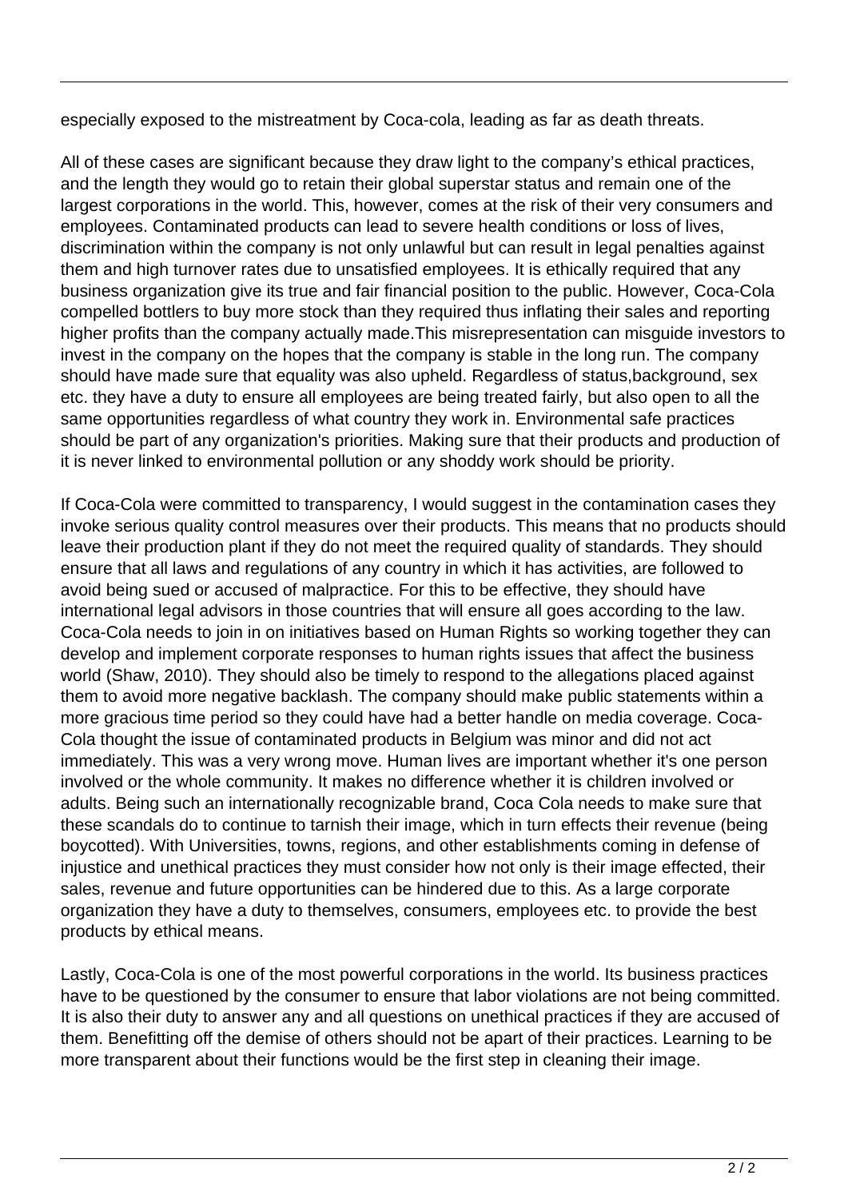especially exposed to the mistreatment by Coca-cola, leading as far as death threats.

All of these cases are significant because they draw light to the company's ethical practices, and the length they would go to retain their global superstar status and remain one of the largest corporations in the world. This, however, comes at the risk of their very consumers and employees. Contaminated products can lead to severe health conditions or loss of lives, discrimination within the company is not only unlawful but can result in legal penalties against them and high turnover rates due to unsatisfied employees. It is ethically required that any business organization give its true and fair financial position to the public. However, Coca-Cola compelled bottlers to buy more stock than they required thus inflating their sales and reporting higher profits than the company actually made.This misrepresentation can misguide investors to invest in the company on the hopes that the company is stable in the long run. The company should have made sure that equality was also upheld. Regardless of status,background, sex etc. they have a duty to ensure all employees are being treated fairly, but also open to all the same opportunities regardless of what country they work in. Environmental safe practices should be part of any organization's priorities. Making sure that their products and production of it is never linked to environmental pollution or any shoddy work should be priority.

If Coca-Cola were committed to transparency, I would suggest in the contamination cases they invoke serious quality control measures over their products. This means that no products should leave their production plant if they do not meet the required quality of standards. They should ensure that all laws and regulations of any country in which it has activities, are followed to avoid being sued or accused of malpractice. For this to be effective, they should have international legal advisors in those countries that will ensure all goes according to the law. Coca-Cola needs to join in on initiatives based on Human Rights so working together they can develop and implement corporate responses to human rights issues that affect the business world (Shaw, 2010). They should also be timely to respond to the allegations placed against them to avoid more negative backlash. The company should make public statements within a more gracious time period so they could have had a better handle on media coverage. Coca-Cola thought the issue of contaminated products in Belgium was minor and did not act immediately. This was a very wrong move. Human lives are important whether it's one person involved or the whole community. It makes no difference whether it is children involved or adults. Being such an internationally recognizable brand, Coca Cola needs to make sure that these scandals do to continue to tarnish their image, which in turn effects their revenue (being boycotted). With Universities, towns, regions, and other establishments coming in defense of injustice and unethical practices they must consider how not only is their image effected, their sales, revenue and future opportunities can be hindered due to this. As a large corporate organization they have a duty to themselves, consumers, employees etc. to provide the best products by ethical means.

Lastly, Coca-Cola is one of the most powerful corporations in the world. Its business practices have to be questioned by the consumer to ensure that labor violations are not being committed. It is also their duty to answer any and all questions on unethical practices if they are accused of them. Benefitting off the demise of others should not be apart of their practices. Learning to be more transparent about their functions would be the first step in cleaning their image.